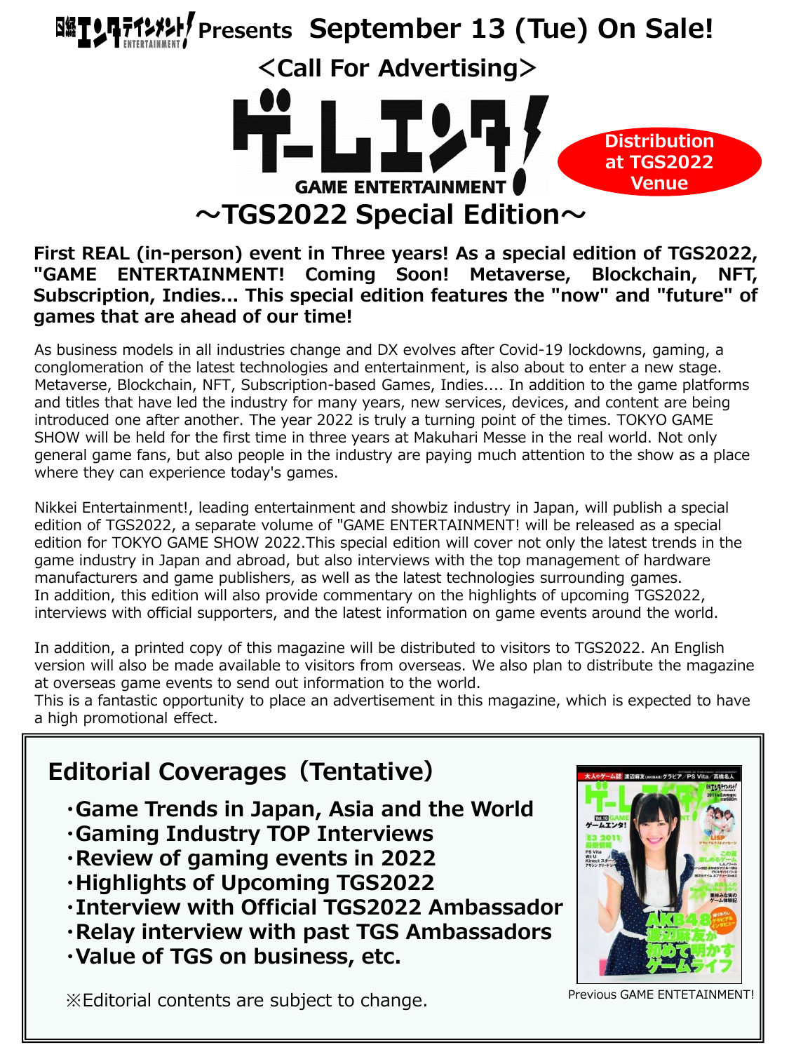日経エンタテインメント! ENTERTAINMENT Presents **September 13 (Tue) On Sale!**

**<Call For Advertising>**

# ゲームエンタ! GAME ENTERTAINMENT

**Distribution at TGS2022 Venue**

# ～TGS2022 Special Edition～

**First REAL (in-person) event in Three years! As a special edition of TGS2022, "GAME ENTERTAINMENT! Coming Soon! Metaverse, Blockchain, NFT, Subscription, Indies... This special edition features the "now" and "future" of games that are ahead of our time!**

As business models in all industries change and DX evolves after Covid-19 lockdowns, gaming, a conglomeration of the latest technologies and entertainment, is also about to enter a new stage. Metaverse, Blockchain, NFT, Subscription-based Games, Indies.... In addition to the game platforms and titles that have led the industry for many years, new services, devices, and content are being introduced one after another. The year 2022 is truly a turning point of the times. TOKYO GAME SHOW will be held for the first time in three years at Makuhari Messe in the real world. Not only general game fans, but also people in the industry are paying much attention to the show as a place where they can experience today's games.

Nikkei Entertainment!, leading entertainment and showbiz industry in Japan, will publish a special edition of TGS2022, a separate volume of "GAME ENTERTAINMENT! will be released as a special edition for TOKYO GAME SHOW 2022.This special edition will cover not only the latest trends in the game industry in Japan and abroad, but also interviews with the top management of hardware manufacturers and game publishers, as well as the latest technologies surrounding games.
In addition, this edition will also provide commentary on the highlights of upcoming TGS2022, interviews with official supporters, and the latest information on game events around the world.

In addition, a printed copy of this magazine will be distributed to visitors to TGS2022. An English version will also be made available to visitors from overseas. We also plan to distribute the magazine at overseas game events to send out information to the world.
This is a fantastic opportunity to place an advertisement in this magazine, which is expected to have a high promotional effect.

## Editorial Coverages（Tentative）

- **Game Trends in Japan, Asia and the World**
- **Gaming Industry TOP Interviews**
- **Review of gaming events in 2022**
- **Highlights of Upcoming TGS2022**
- **Interview with Official TGS2022 Ambassador**
- **Relay interview with past TGS Ambassadors**
- **Value of TGS on business, etc.**

※Editorial contents are subject to change.

Previous GAME ENTETAINMENT!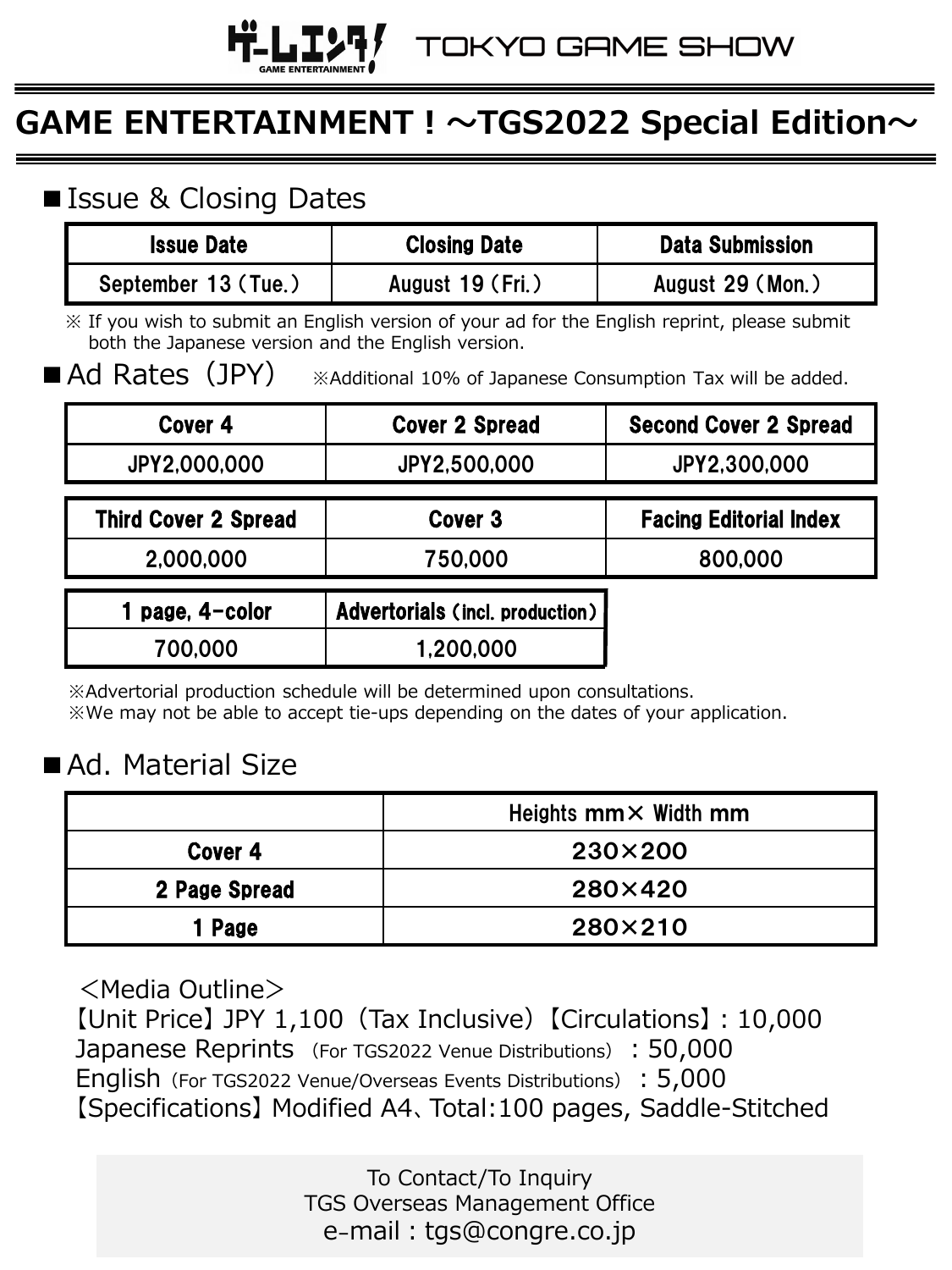ゲーレエンタ! GAME ENTERTAINMENT! TOKYO GAME SHOW

# GAME ENTERTAINMENT ! ～TGS2022 Special Edition～

## ■Issue & Closing Dates

| Issue Date | Closing Date | Data Submission |
|---|---|---|
| September 13（Tue.） | August 19（Fri.） | August 29（Mon.） |

※ If you wish to submit an English version of your ad for the English reprint, please submit both the Japanese version and the English version.

## ■Ad Rates（JPY）

※Additional 10% of Japanese Consumption Tax will be added.

| Cover 4 | Cover 2 Spread | Second Cover 2 Spread |
|---|---|---|
| JPY2,000,000 | JPY2,500,000 | JPY2,300,000 |

| Third Cover 2 Spread | Cover 3 | Facing Editorial Index |
|---|---|---|
| 2,000,000 | 750,000 | 800,000 |

| 1 page, 4-color | Advertorials（incl. production） |
|---|---|
| 700,000 | 1,200,000 |

※Advertorial production schedule will be determined upon consultations.
※We may not be able to accept tie-ups depending on the dates of your application.

## ■Ad. Material Size

| | Heights mm× Width mm |
|---|---|
| Cover 4 | 230×200 |
| 2 Page Spread | 280×420 |
| 1 Page | 280×210 |

＜Media Outline＞
【Unit Price】JPY 1,100（Tax Inclusive）【Circulations】: 10,000
Japanese Reprints（For TGS2022 Venue Distributions） : 50,000
English（For TGS2022 Venue/Overseas Events Distributions） : 5,000
【Specifications】Modified A4、Total:100 pages, Saddle-Stitched

To Contact/To Inquiry
TGS Overseas Management Office
e-mail : tgs@congre.co.jp